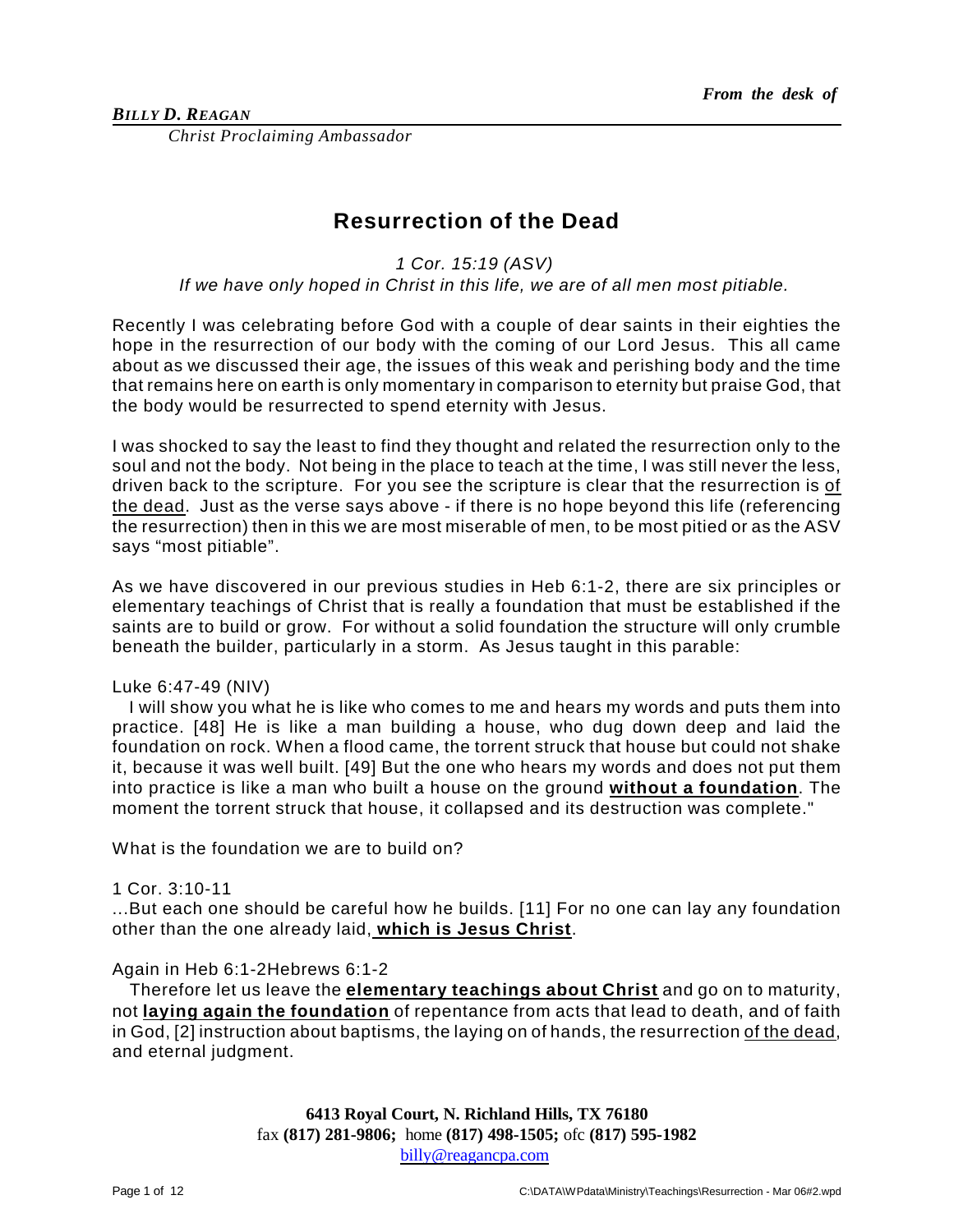*From the desk of*

***BILLY D. REAGAN***

*Christ Proclaiming Ambassador*

# Resurrection of the Dead

*1 Cor. 15:19 (ASV)*

*If we have only hoped in Christ in this life, we are of all men most pitiable.*

Recently I was celebrating before God with a couple of dear saints in their eighties the hope in the resurrection of our body with the coming of our Lord Jesus. This all came about as we discussed their age, the issues of this weak and perishing body and the time that remains here on earth is only momentary in comparison to eternity but praise God, that the body would be resurrected to spend eternity with Jesus.

I was shocked to say the least to find they thought and related the resurrection only to the soul and not the body. Not being in the place to teach at the time, I was still never the less, driven back to the scripture. For you see the scripture is clear that the resurrection is <u>of the dead</u>. Just as the verse says above - if there is no hope beyond this life (referencing the resurrection) then in this we are most miserable of men, to be most pitied or as the ASV says "most pitiable".

As we have discovered in our previous studies in Heb 6:1-2, there are six principles or elementary teachings of Christ that is really a foundation that must be established if the saints are to build or grow. For without a solid foundation the structure will only crumble beneath the builder, particularly in a storm. As Jesus taught in this parable:

Luke 6:47-49 (NIV)

I will show you what he is like who comes to me and hears my words and puts them into practice. [48] He is like a man building a house, who dug down deep and laid the foundation on rock. When a flood came, the torrent struck that house but could not shake it, because it was well built. [49] But the one who hears my words and does not put them into practice is like a man who built a house on the ground **<u>without a foundation</u>**. The moment the torrent struck that house, it collapsed and its destruction was complete."

What is the foundation we are to build on?

1 Cor. 3:10-11

...But each one should be careful how he builds. [11] For no one can lay any foundation other than the one already laid, **<u>which is Jesus Christ</u>**.

Again in Heb 6:1-2Hebrews 6:1-2

Therefore let us leave the **<u>elementary teachings about Christ</u>** and go on to maturity, not **<u>laying again the foundation</u>** of repentance from acts that lead to death, and of faith in God, [2] instruction about baptisms, the laying on of hands, the resurrection <u>of the dead</u>, and eternal judgment.

**6413 Royal Court, N. Richland Hills, TX 76180**
fax **(817) 281-9806;** home **(817) 498-1505;** ofc **(817) 595-1982**
billy@reagancpa.com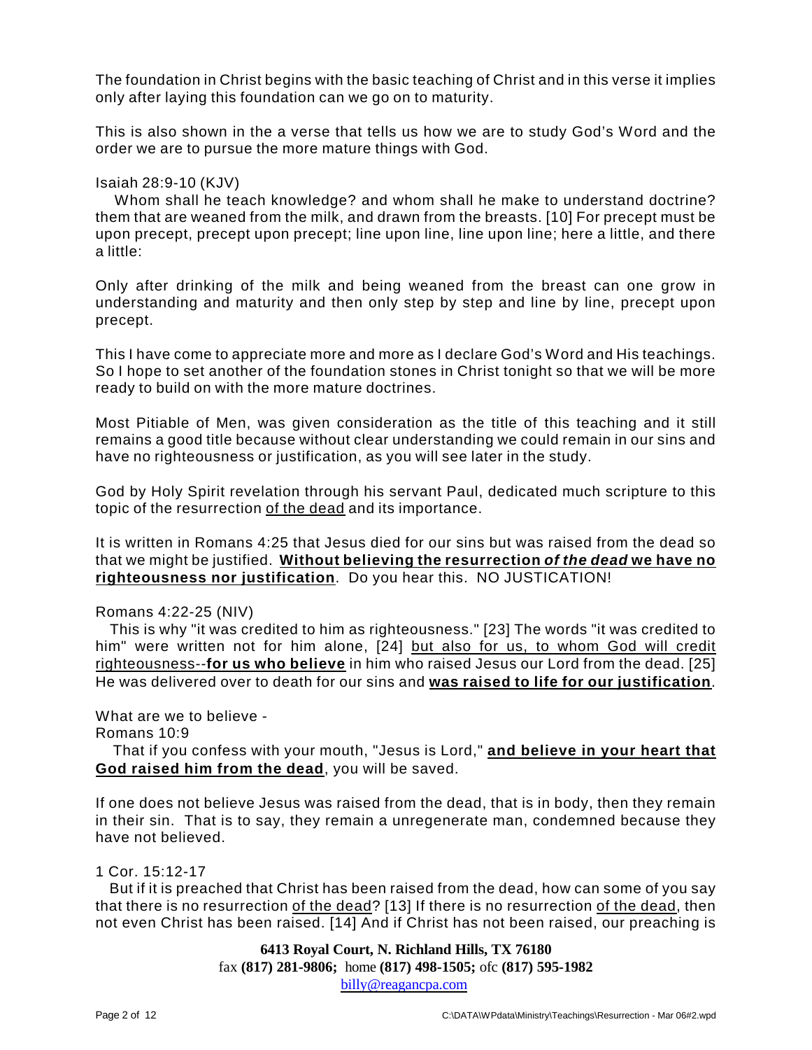The foundation in Christ begins with the basic teaching of Christ and in this verse it implies only after laying this foundation can we go on to maturity.

This is also shown in the a verse that tells us how we are to study God's Word and the order we are to pursue the more mature things with God.

Isaiah 28:9-10 (KJV)

Whom shall he teach knowledge? and whom shall he make to understand doctrine? them that are weaned from the milk, and drawn from the breasts. [10] For precept must be upon precept, precept upon precept; line upon line, line upon line; here a little, and there a little:

Only after drinking of the milk and being weaned from the breast can one grow in understanding and maturity and then only step by step and line by line, precept upon precept.

This I have come to appreciate more and more as I declare God's Word and His teachings. So I hope to set another of the foundation stones in Christ tonight so that we will be more ready to build on with the more mature doctrines.

Most Pitiable of Men, was given consideration as the title of this teaching and it still remains a good title because without clear understanding we could remain in our sins and have no righteousness or justification, as you will see later in the study.

God by Holy Spirit revelation through his servant Paul, dedicated much scripture to this topic of the resurrection <u>of the dead</u> and its importance.

It is written in Romans 4:25 that Jesus died for our sins but was raised from the dead so that we might be justified. **<u>Without believing the resurrection *of the dead* we have no righteousness nor justification</u>**. Do you hear this. NO JUSTICATION!

Romans 4:22-25 (NIV)

This is why "it was credited to him as righteousness." [23] The words "it was credited to him" were written not for him alone, [24] <u>but also for us, to whom God will credit righteousness--**for us who believe**</u> in him who raised Jesus our Lord from the dead. [25] He was delivered over to death for our sins and **<u>was raised to life for our justification</u>**.

What are we to believe -

Romans 10:9

That if you confess with your mouth, "Jesus is Lord," **<u>and believe in your heart that God raised him from the dead</u>**, you will be saved.

If one does not believe Jesus was raised from the dead, that is in body, then they remain in their sin. That is to say, they remain a unregenerate man, condemned because they have not believed.

1 Cor. 15:12-17

But if it is preached that Christ has been raised from the dead, how can some of you say that there is no resurrection <u>of the dead</u>? [13] If there is no resurrection <u>of the dead</u>, then not even Christ has been raised. [14] And if Christ has not been raised, our preaching is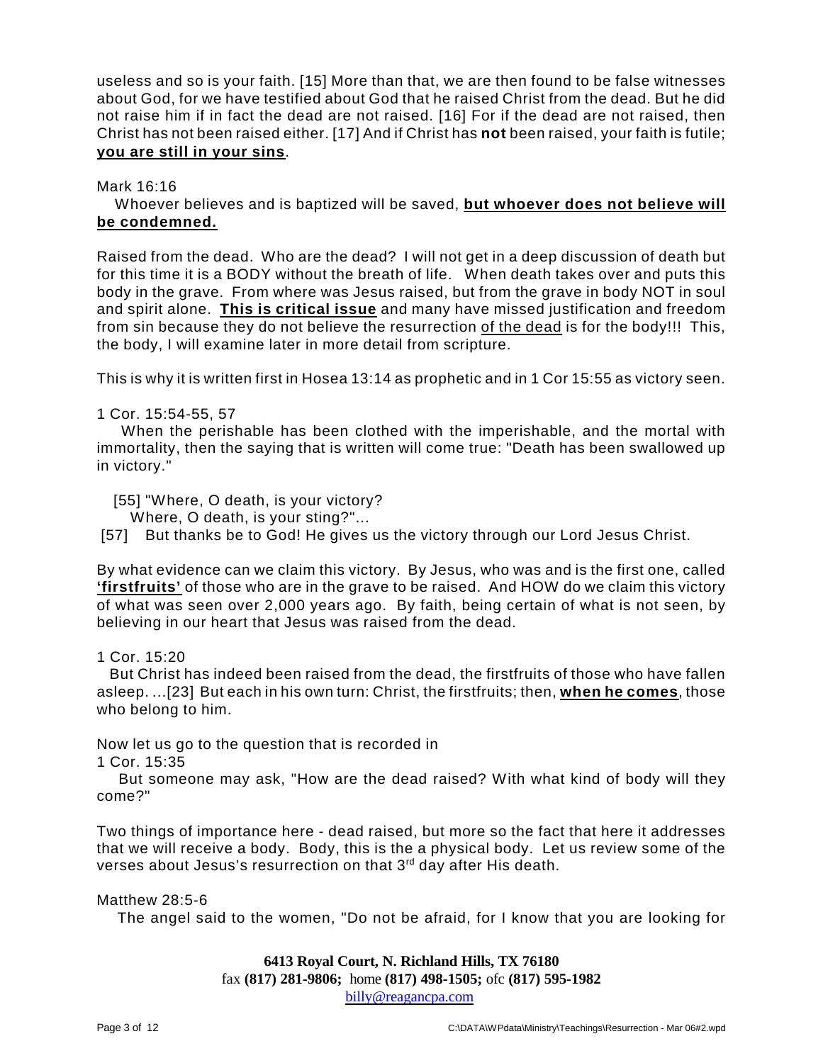useless and so is your faith. [15] More than that, we are then found to be false witnesses about God, for we have testified about God that he raised Christ from the dead. But he did not raise him if in fact the dead are not raised. [16] For if the dead are not raised, then Christ has not been raised either. [17] And if Christ has **not** been raised, your faith is futile; **<u>you are still in your sins</u>**.

Mark 16:16

Whoever believes and is baptized will be saved, **<u>but whoever does not believe will be condemned.</u>**

Raised from the dead. Who are the dead? I will not get in a deep discussion of death but for this time it is a BODY without the breath of life. When death takes over and puts this body in the grave. From where was Jesus raised, but from the grave in body NOT in soul and spirit alone. **<u>This is critical issue</u>** and many have missed justification and freedom from sin because they do not believe the resurrection <u>of the dead</u> is for the body!!! This, the body, I will examine later in more detail from scripture.

This is why it is written first in Hosea 13:14 as prophetic and in 1 Cor 15:55 as victory seen.

1 Cor. 15:54-55, 57

When the perishable has been clothed with the imperishable, and the mortal with immortality, then the saying that is written will come true: "Death has been swallowed up in victory."

[55] "Where, O death, is your victory?
Where, O death, is your sting?"...

[57] But thanks be to God! He gives us the victory through our Lord Jesus Christ.

By what evidence can we claim this victory. By Jesus, who was and is the first one, called **<u>'firstfruits'</u>** of those who are in the grave to be raised. And HOW do we claim this victory of what was seen over 2,000 years ago. By faith, being certain of what is not seen, by believing in our heart that Jesus was raised from the dead.

1 Cor. 15:20

But Christ has indeed been raised from the dead, the firstfruits of those who have fallen asleep. ...[23] But each in his own turn: Christ, the firstfruits; then, **<u>when he comes</u>**, those who belong to him.

Now let us go to the question that is recorded in
1 Cor. 15:35

But someone may ask, "How are the dead raised? With what kind of body will they come?"

Two things of importance here - dead raised, but more so the fact that here it addresses that we will receive a body. Body, this is the a physical body. Let us review some of the verses about Jesus's resurrection on that 3rd day after His death.

Matthew 28:5-6

The angel said to the women, "Do not be afraid, for I know that you are looking for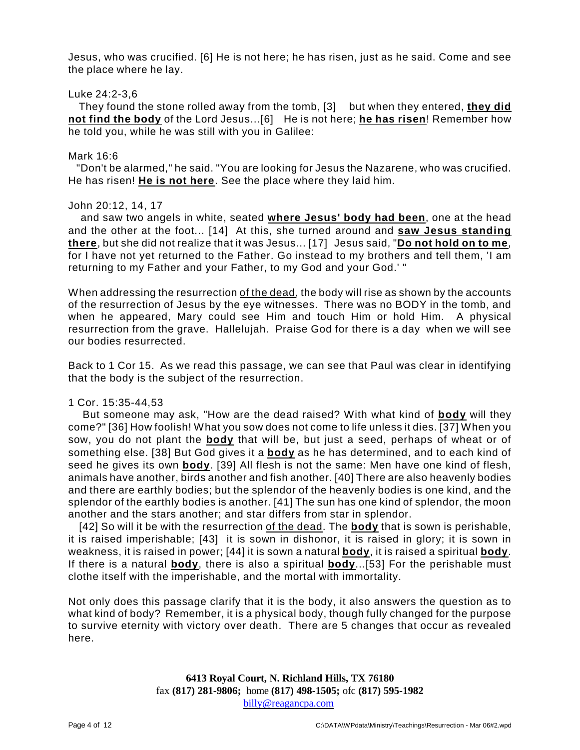Jesus, who was crucified. [6] He is not here; he has risen, just as he said. Come and see the place where he lay.

Luke 24:2-3,6

They found the stone rolled away from the tomb, [3] but when they entered, **they did not find the body** of the Lord Jesus...[6] He is not here; **he has risen**! Remember how he told you, while he was still with you in Galilee:

Mark 16:6

"Don't be alarmed," he said. "You are looking for Jesus the Nazarene, who was crucified. He has risen! **He is not here**. See the place where they laid him.

John 20:12, 14, 17

and saw two angels in white, seated **where Jesus' body had been**, one at the head and the other at the foot... [14] At this, she turned around and **saw Jesus standing there**, but she did not realize that it was Jesus... [17] Jesus said, "**Do not hold on to me**, for I have not yet returned to the Father. Go instead to my brothers and tell them, 'I am returning to my Father and your Father, to my God and your God.' "

When addressing the resurrection of the dead, the body will rise as shown by the accounts of the resurrection of Jesus by the eye witnesses. There was no BODY in the tomb, and when he appeared, Mary could see Him and touch Him or hold Him. A physical resurrection from the grave. Hallelujah. Praise God for there is a day when we will see our bodies resurrected.

Back to 1 Cor 15. As we read this passage, we can see that Paul was clear in identifying that the body is the subject of the resurrection.

1 Cor. 15:35-44,53

But someone may ask, "How are the dead raised? With what kind of **body** will they come?" [36] How foolish! What you sow does not come to life unless it dies. [37] When you sow, you do not plant the **body** that will be, but just a seed, perhaps of wheat or of something else. [38] But God gives it a **body** as he has determined, and to each kind of seed he gives its own **body**. [39] All flesh is not the same: Men have one kind of flesh, animals have another, birds another and fish another. [40] There are also heavenly bodies and there are earthly bodies; but the splendor of the heavenly bodies is one kind, and the splendor of the earthly bodies is another. [41] The sun has one kind of splendor, the moon another and the stars another; and star differs from star in splendor.

[42] So will it be with the resurrection of the dead. The **body** that is sown is perishable, it is raised imperishable; [43] it is sown in dishonor, it is raised in glory; it is sown in weakness, it is raised in power; [44] it is sown a natural **body**, it is raised a spiritual **body**. If there is a natural **body**, there is also a spiritual **body**...[53] For the perishable must clothe itself with the imperishable, and the mortal with immortality.

Not only does this passage clarify that it is the body, it also answers the question as to what kind of body? Remember, it is a physical body, though fully changed for the purpose to survive eternity with victory over death. There are 5 changes that occur as revealed here.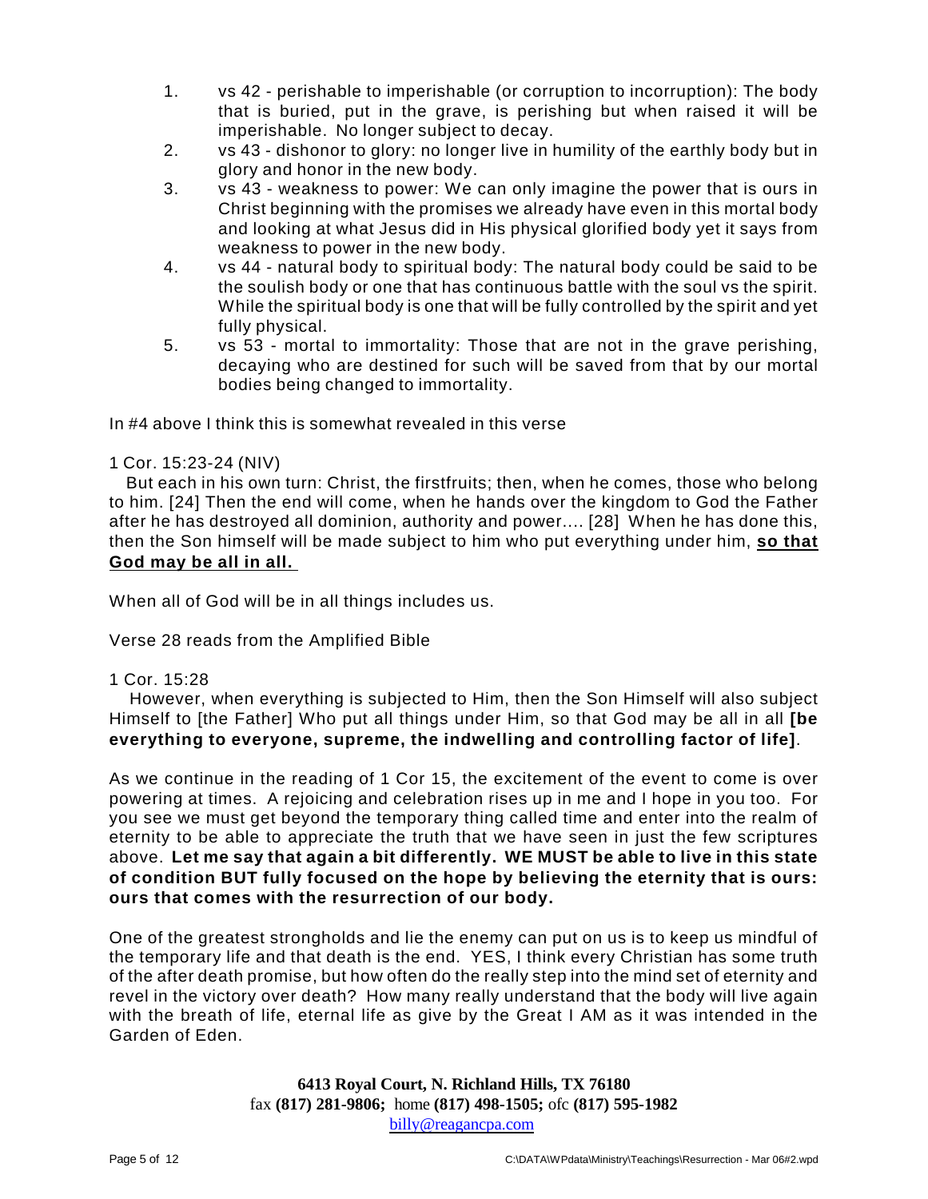1. vs 42 - perishable to imperishable (or corruption to incorruption): The body that is buried, put in the grave, is perishing but when raised it will be imperishable. No longer subject to decay.
2. vs 43 - dishonor to glory: no longer live in humility of the earthly body but in glory and honor in the new body.
3. vs 43 - weakness to power: We can only imagine the power that is ours in Christ beginning with the promises we already have even in this mortal body and looking at what Jesus did in His physical glorified body yet it says from weakness to power in the new body.
4. vs 44 - natural body to spiritual body: The natural body could be said to be the soulish body or one that has continuous battle with the soul vs the spirit. While the spiritual body is one that will be fully controlled by the spirit and yet fully physical.
5. vs 53 - mortal to immortality: Those that are not in the grave perishing, decaying who are destined for such will be saved from that by our mortal bodies being changed to immortality.

In #4 above I think this is somewhat revealed in this verse

1 Cor. 15:23-24 (NIV)

But each in his own turn: Christ, the firstfruits; then, when he comes, those who belong to him. [24] Then the end will come, when he hands over the kingdom to God the Father after he has destroyed all dominion, authority and power.... [28] When he has done this, then the Son himself will be made subject to him who put everything under him, **so that God may be all in all.**

When all of God will be in all things includes us.

Verse 28 reads from the Amplified Bible

1 Cor. 15:28

However, when everything is subjected to Him, then the Son Himself will also subject Himself to [the Father] Who put all things under Him, so that God may be all in all **[be everything to everyone, supreme, the indwelling and controlling factor of life]**.

As we continue in the reading of 1 Cor 15, the excitement of the event to come is over powering at times. A rejoicing and celebration rises up in me and I hope in you too. For you see we must get beyond the temporary thing called time and enter into the realm of eternity to be able to appreciate the truth that we have seen in just the few scriptures above. **Let me say that again a bit differently. WE MUST be able to live in this state of condition BUT fully focused on the hope by believing the eternity that is ours: ours that comes with the resurrection of our body.**

One of the greatest strongholds and lie the enemy can put on us is to keep us mindful of the temporary life and that death is the end. YES, I think every Christian has some truth of the after death promise, but how often do the really step into the mind set of eternity and revel in the victory over death? How many really understand that the body will live again with the breath of life, eternal life as give by the Great I AM as it was intended in the Garden of Eden.

**6413 Royal Court, N. Richland Hills, TX 76180**
fax **(817) 281-9806;** home **(817) 498-1505;** ofc **(817) 595-1982**
billy@reagancpa.com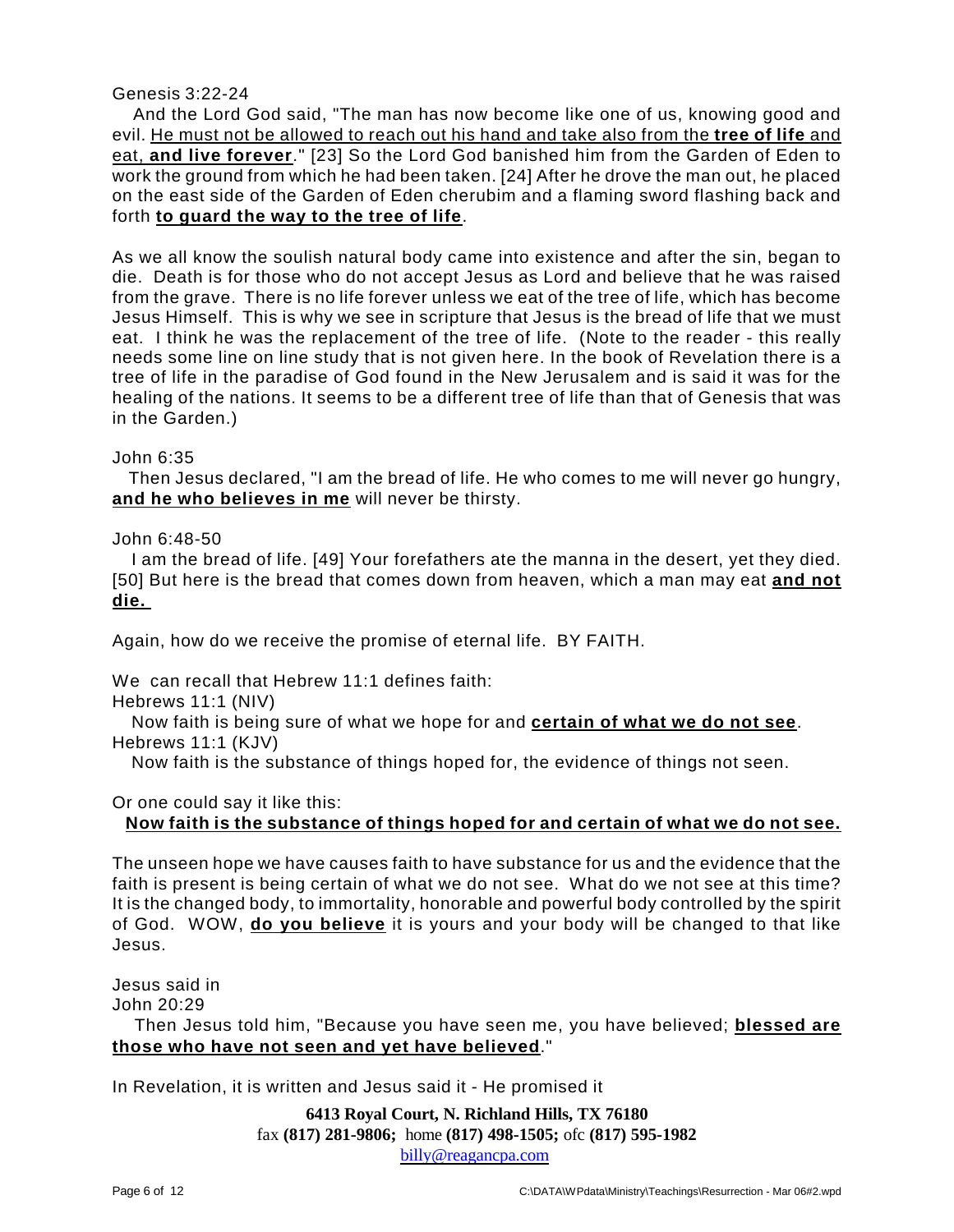Genesis 3:22-24

And the Lord God said, "The man has now become like one of us, knowing good and evil. <u>He must not be allowed to reach out his hand and take also from the **tree of life** and eat, **and live forever**</u>." [23] So the Lord God banished him from the Garden of Eden to work the ground from which he had been taken. [24] After he drove the man out, he placed on the east side of the Garden of Eden cherubim and a flaming sword flashing back and forth **<u>to guard the way to the tree of life</u>**.

As we all know the soulish natural body came into existence and after the sin, began to die. Death is for those who do not accept Jesus as Lord and believe that he was raised from the grave. There is no life forever unless we eat of the tree of life, which has become Jesus Himself. This is why we see in scripture that Jesus is the bread of life that we must eat. I think he was the replacement of the tree of life. (Note to the reader - this really needs some line on line study that is not given here. In the book of Revelation there is a tree of life in the paradise of God found in the New Jerusalem and is said it was for the healing of the nations. It seems to be a different tree of life than that of Genesis that was in the Garden.)

John 6:35

Then Jesus declared, "I am the bread of life. He who comes to me will never go hungry, **<u>and he who believes in me</u>** will never be thirsty.

John 6:48-50

I am the bread of life. [49] Your forefathers ate the manna in the desert, yet they died. [50] But here is the bread that comes down from heaven, which a man may eat **<u>and not die.</u>**

Again, how do we receive the promise of eternal life. BY FAITH.

We can recall that Hebrew 11:1 defines faith:

Hebrews 11:1 (NIV)

Now faith is being sure of what we hope for and **<u>certain of what we do not see</u>**.

Hebrews 11:1 (KJV)

Now faith is the substance of things hoped for, the evidence of things not seen.

Or one could say it like this:

**<u>Now faith is the substance of things hoped for and certain of what we do not see.</u>**

The unseen hope we have causes faith to have substance for us and the evidence that the faith is present is being certain of what we do not see. What do we not see at this time? It is the changed body, to immortality, honorable and powerful body controlled by the spirit of God. WOW, **<u>do you believe</u>** it is yours and your body will be changed to that like Jesus.

Jesus said in

John 20:29

Then Jesus told him, "Because you have seen me, you have believed; **<u>blessed are those who have not seen and yet have believed</u>**."

In Revelation, it is written and Jesus said it - He promised it

**6413 Royal Court, N. Richland Hills, TX 76180**
fax **(817) 281-9806;** home **(817) 498-1505;** ofc **(817) 595-1982**
billy@reagancpa.com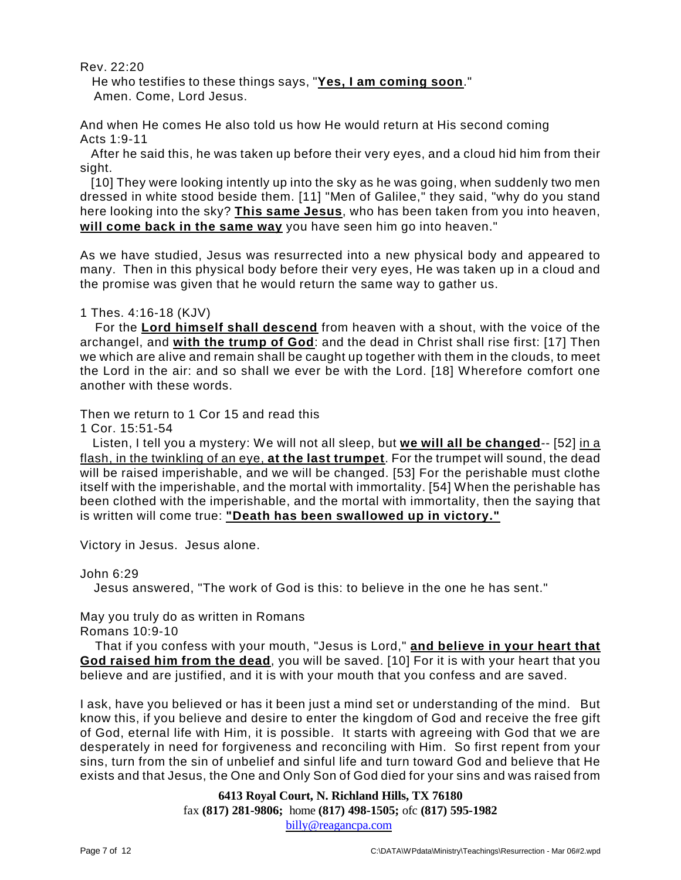Rev. 22:20

He who testifies to these things says, "**Yes, I am coming soon**."
Amen. Come, Lord Jesus.

And when He comes He also told us how He would return at His second coming
Acts 1:9-11

After he said this, he was taken up before their very eyes, and a cloud hid him from their sight.

[10] They were looking intently up into the sky as he was going, when suddenly two men dressed in white stood beside them. [11] "Men of Galilee," they said, "why do you stand here looking into the sky? **This same Jesus**, who has been taken from you into heaven, **will come back in the same way** you have seen him go into heaven."

As we have studied, Jesus was resurrected into a new physical body and appeared to many. Then in this physical body before their very eyes, He was taken up in a cloud and the promise was given that he would return the same way to gather us.

1 Thes. 4:16-18 (KJV)

For the **Lord himself shall descend** from heaven with a shout, with the voice of the archangel, and **with the trump of God**: and the dead in Christ shall rise first: [17] Then we which are alive and remain shall be caught up together with them in the clouds, to meet the Lord in the air: and so shall we ever be with the Lord. [18] Wherefore comfort one another with these words.

Then we return to 1 Cor 15 and read this
1 Cor. 15:51-54

Listen, I tell you a mystery: We will not all sleep, but **we will all be changed**-- [52] in a flash, in the twinkling of an eye, **at the last trumpet**. For the trumpet will sound, the dead will be raised imperishable, and we will be changed. [53] For the perishable must clothe itself with the imperishable, and the mortal with immortality. [54] When the perishable has been clothed with the imperishable, and the mortal with immortality, then the saying that is written will come true: **"Death has been swallowed up in victory."**

Victory in Jesus. Jesus alone.

John 6:29

Jesus answered, "The work of God is this: to believe in the one he has sent."

May you truly do as written in Romans
Romans 10:9-10

That if you confess with your mouth, "Jesus is Lord," **and believe in your heart that God raised him from the dead**, you will be saved. [10] For it is with your heart that you believe and are justified, and it is with your mouth that you confess and are saved.

I ask, have you believed or has it been just a mind set or understanding of the mind. But know this, if you believe and desire to enter the kingdom of God and receive the free gift of God, eternal life with Him, it is possible. It starts with agreeing with God that we are desperately in need for forgiveness and reconciling with Him. So first repent from your sins, turn from the sin of unbelief and sinful life and turn toward God and believe that He exists and that Jesus, the One and Only Son of God died for your sins and was raised from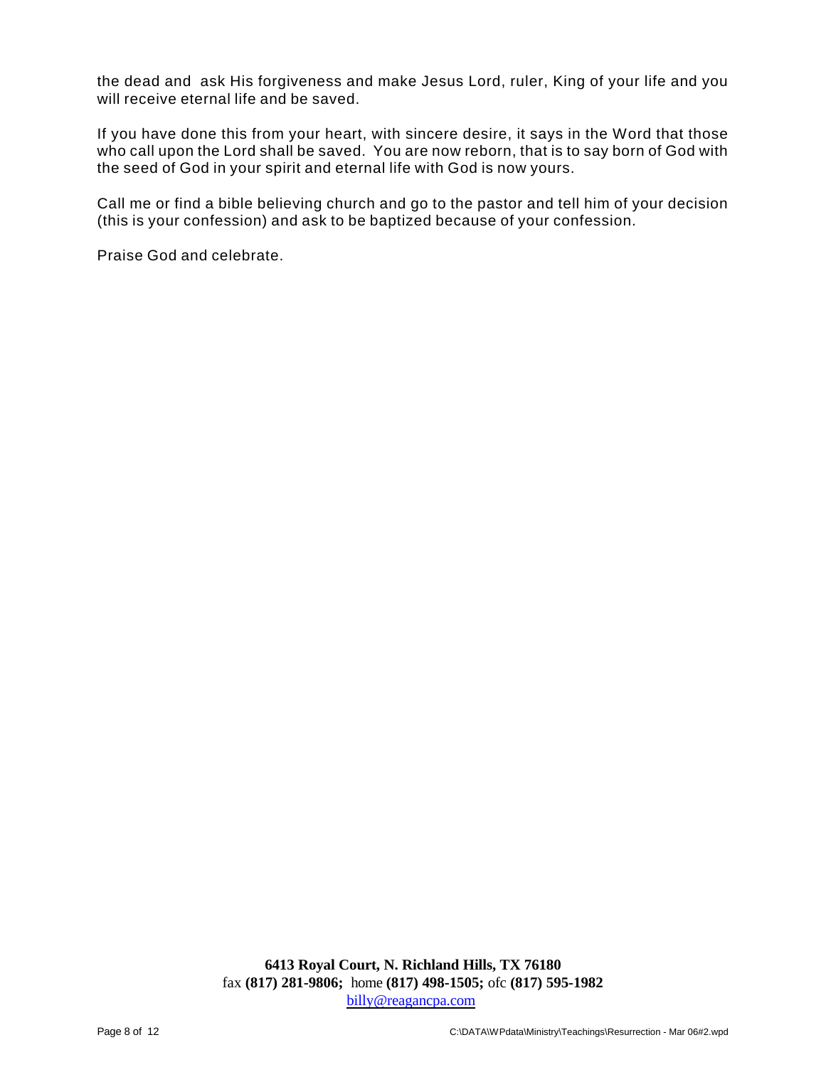the dead and ask His forgiveness and make Jesus Lord, ruler, King of your life and you will receive eternal life and be saved.

If you have done this from your heart, with sincere desire, it says in the Word that those who call upon the Lord shall be saved. You are now reborn, that is to say born of God with the seed of God in your spirit and eternal life with God is now yours.

Call me or find a bible believing church and go to the pastor and tell him of your decision (this is your confession) and ask to be baptized because of your confession.

Praise God and celebrate.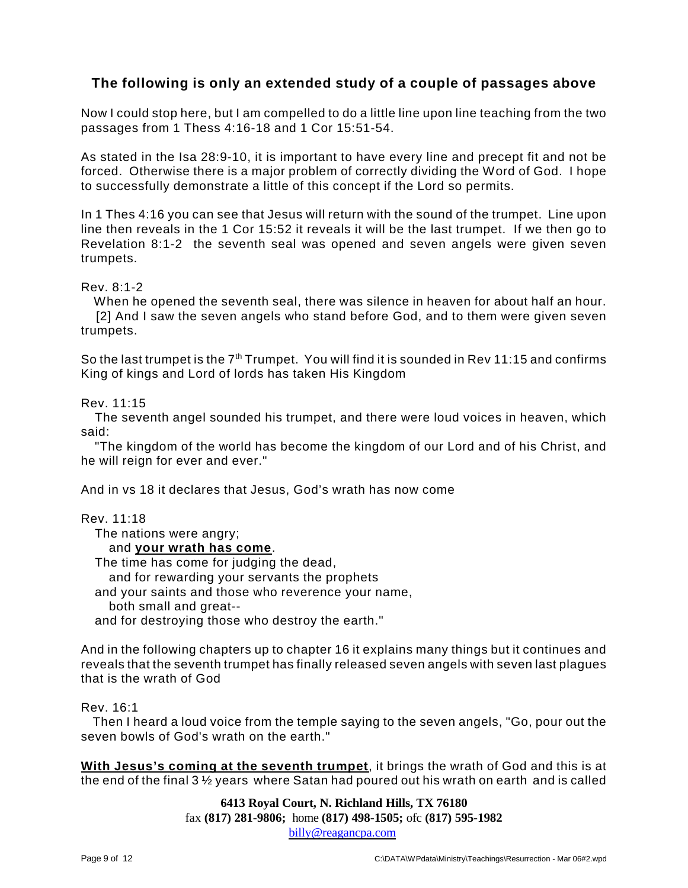## The following is only an extended study of a couple of passages above

Now I could stop here, but I am compelled to do a little line upon line teaching from the two passages from 1 Thess 4:16-18 and 1 Cor 15:51-54.

As stated in the Isa 28:9-10, it is important to have every line and precept fit and not be forced. Otherwise there is a major problem of correctly dividing the Word of God. I hope to successfully demonstrate a little of this concept if the Lord so permits.

In 1 Thes 4:16 you can see that Jesus will return with the sound of the trumpet. Line upon line then reveals in the 1 Cor 15:52 it reveals it will be the last trumpet. If we then go to Revelation 8:1-2 the seventh seal was opened and seven angels were given seven trumpets.

Rev. 8:1-2
When he opened the seventh seal, there was silence in heaven for about half an hour. [2] And I saw the seven angels who stand before God, and to them were given seven trumpets.

So the last trumpet is the 7th Trumpet. You will find it is sounded in Rev 11:15 and confirms King of kings and Lord of lords has taken His Kingdom

Rev. 11:15
The seventh angel sounded his trumpet, and there were loud voices in heaven, which said:
"The kingdom of the world has become the kingdom of our Lord and of his Christ, and he will reign for ever and ever."

And in vs 18 it declares that Jesus, God's wrath has now come

Rev. 11:18
The nations were angry;
and **<u>your wrath has come</u>**.
The time has come for judging the dead,
and for rewarding your servants the prophets
and your saints and those who reverence your name,
both small and great--
and for destroying those who destroy the earth."

And in the following chapters up to chapter 16 it explains many things but it continues and reveals that the seventh trumpet has finally released seven angels with seven last plagues that is the wrath of God

Rev. 16:1
Then I heard a loud voice from the temple saying to the seven angels, "Go, pour out the seven bowls of God's wrath on the earth."

**<u>With Jesus's coming at the seventh trumpet</u>**, it brings the wrath of God and this is at the end of the final 3 ½ years where Satan had poured out his wrath on earth and is called

**6413 Royal Court, N. Richland Hills, TX 76180**
fax **(817) 281-9806;** home **(817) 498-1505;** ofc **(817) 595-1982**
billy@reagancpa.com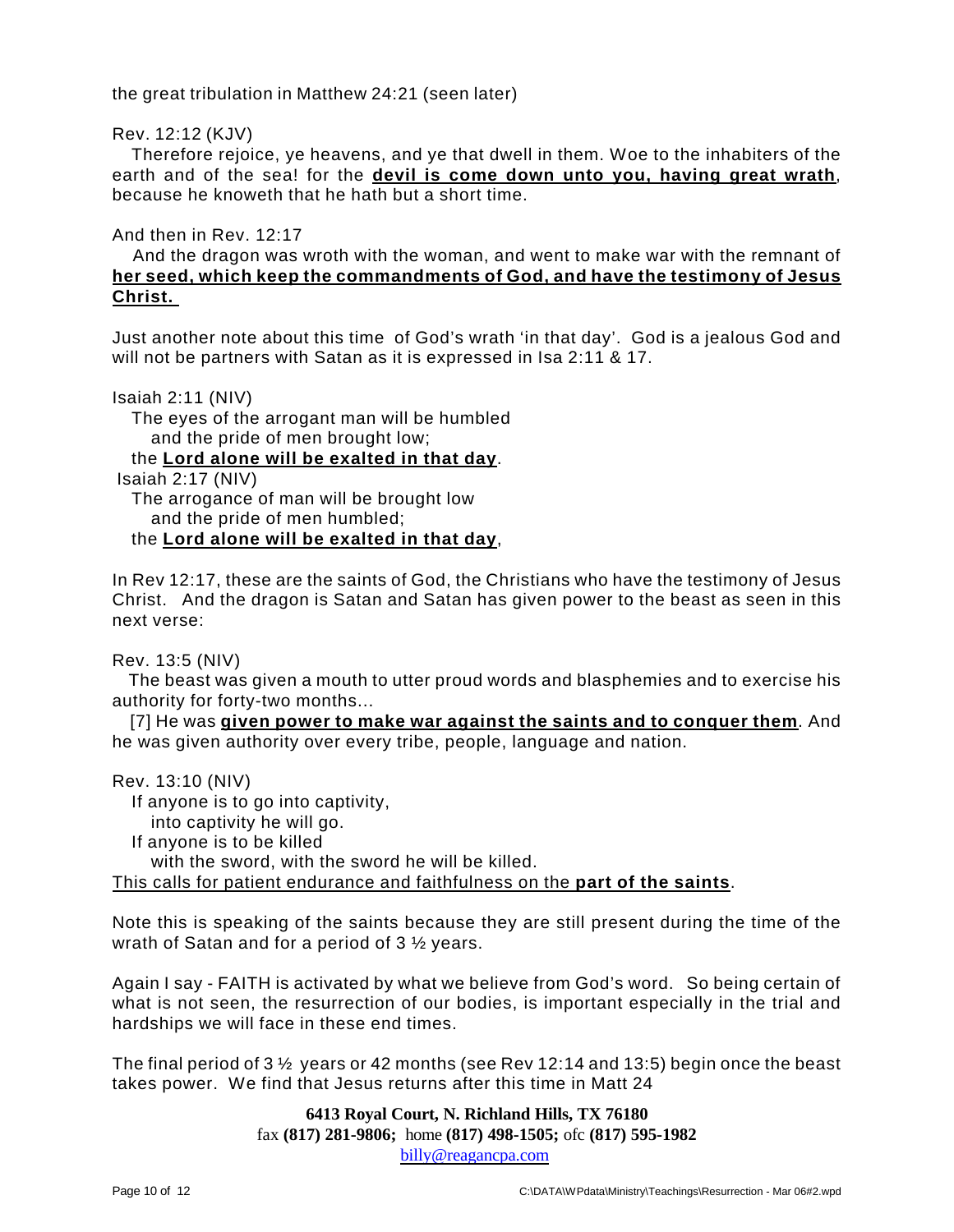the great tribulation in Matthew 24:21 (seen later)

Rev. 12:12 (KJV)

Therefore rejoice, ye heavens, and ye that dwell in them. Woe to the inhabiters of the earth and of the sea! for the **devil is come down unto you, having great wrath**, because he knoweth that he hath but a short time.

And then in Rev. 12:17

And the dragon was wroth with the woman, and went to make war with the remnant of **her seed, which keep the commandments of God, and have the testimony of Jesus Christ.**

Just another note about this time of God's wrath 'in that day'. God is a jealous God and will not be partners with Satan as it is expressed in Isa 2:11 & 17.

Isaiah 2:11 (NIV)

The eyes of the arrogant man will be humbled
and the pride of men brought low;
the **Lord alone will be exalted in that day**.

Isaiah 2:17 (NIV)

The arrogance of man will be brought low
and the pride of men humbled;
the **Lord alone will be exalted in that day**,

In Rev 12:17, these are the saints of God, the Christians who have the testimony of Jesus Christ. And the dragon is Satan and Satan has given power to the beast as seen in this next verse:

Rev. 13:5 (NIV)

The beast was given a mouth to utter proud words and blasphemies and to exercise his authority for forty-two months...

[7] He was **given power to make war against the saints and to conquer them**. And he was given authority over every tribe, people, language and nation.

Rev. 13:10 (NIV)

If anyone is to go into captivity,
into captivity he will go.
If anyone is to be killed
with the sword, with the sword he will be killed.

This calls for patient endurance and faithfulness on the **part of the saints**.

Note this is speaking of the saints because they are still present during the time of the wrath of Satan and for a period of 3 ½ years.

Again I say - FAITH is activated by what we believe from God's word. So being certain of what is not seen, the resurrection of our bodies, is important especially in the trial and hardships we will face in these end times.

The final period of 3 ½ years or 42 months (see Rev 12:14 and 13:5) begin once the beast takes power. We find that Jesus returns after this time in Matt 24

**6413 Royal Court, N. Richland Hills, TX 76180**
fax **(817) 281-9806;** home **(817) 498-1505;** ofc **(817) 595-1982**
billy@reagancpa.com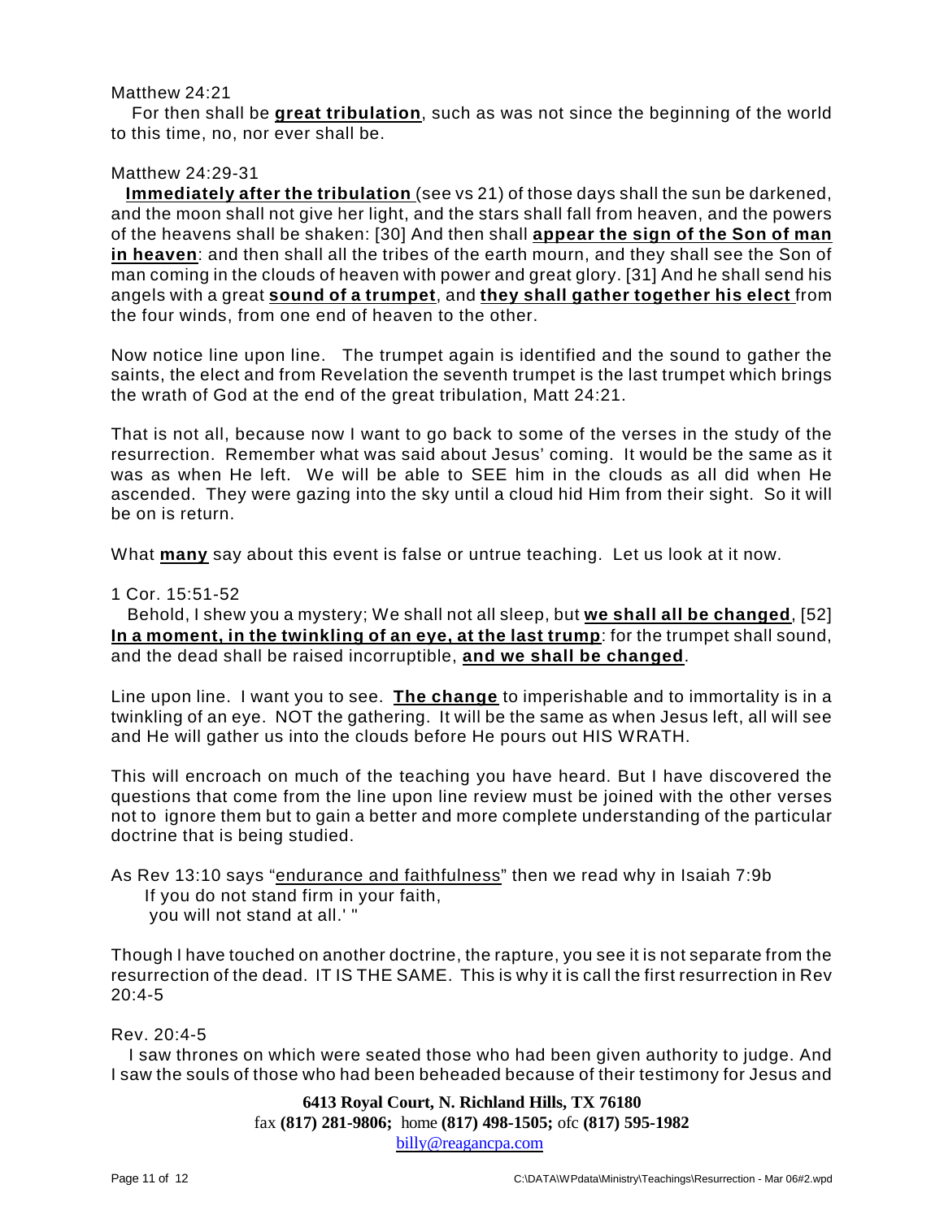Matthew 24:21

For then shall be **great tribulation**, such as was not since the beginning of the world to this time, no, nor ever shall be.

Matthew 24:29-31

**Immediately after the tribulation** (see vs 21) of those days shall the sun be darkened, and the moon shall not give her light, and the stars shall fall from heaven, and the powers of the heavens shall be shaken: [30] And then shall **appear the sign of the Son of man in heaven**: and then shall all the tribes of the earth mourn, and they shall see the Son of man coming in the clouds of heaven with power and great glory. [31] And he shall send his angels with a great **sound of a trumpet**, and **they shall gather together his elect** from the four winds, from one end of heaven to the other.

Now notice line upon line. The trumpet again is identified and the sound to gather the saints, the elect and from Revelation the seventh trumpet is the last trumpet which brings the wrath of God at the end of the great tribulation, Matt 24:21.

That is not all, because now I want to go back to some of the verses in the study of the resurrection. Remember what was said about Jesus' coming. It would be the same as it was as when He left. We will be able to SEE him in the clouds as all did when He ascended. They were gazing into the sky until a cloud hid Him from their sight. So it will be on is return.

What **many** say about this event is false or untrue teaching. Let us look at it now.

1 Cor. 15:51-52

Behold, I shew you a mystery; We shall not all sleep, but **we shall all be changed**, [52] **In a moment, in the twinkling of an eye, at the last trump**: for the trumpet shall sound, and the dead shall be raised incorruptible, **and we shall be changed**.

Line upon line. I want you to see. **The change** to imperishable and to immortality is in a twinkling of an eye. NOT the gathering. It will be the same as when Jesus left, all will see and He will gather us into the clouds before He pours out HIS WRATH.

This will encroach on much of the teaching you have heard. But I have discovered the questions that come from the line upon line review must be joined with the other verses not to ignore them but to gain a better and more complete understanding of the particular doctrine that is being studied.

As Rev 13:10 says "endurance and faithfulness" then we read why in Isaiah 7:9b

If you do not stand firm in your faith,
you will not stand at all.' "

Though I have touched on another doctrine, the rapture, you see it is not separate from the resurrection of the dead. IT IS THE SAME. This is why it is call the first resurrection in Rev 20:4-5

Rev. 20:4-5

I saw thrones on which were seated those who had been given authority to judge. And I saw the souls of those who had been beheaded because of their testimony for Jesus and

**6413 Royal Court, N. Richland Hills, TX 76180**
fax **(817) 281-9806;** home **(817) 498-1505;** ofc **(817) 595-1982**
billy@reagancpa.com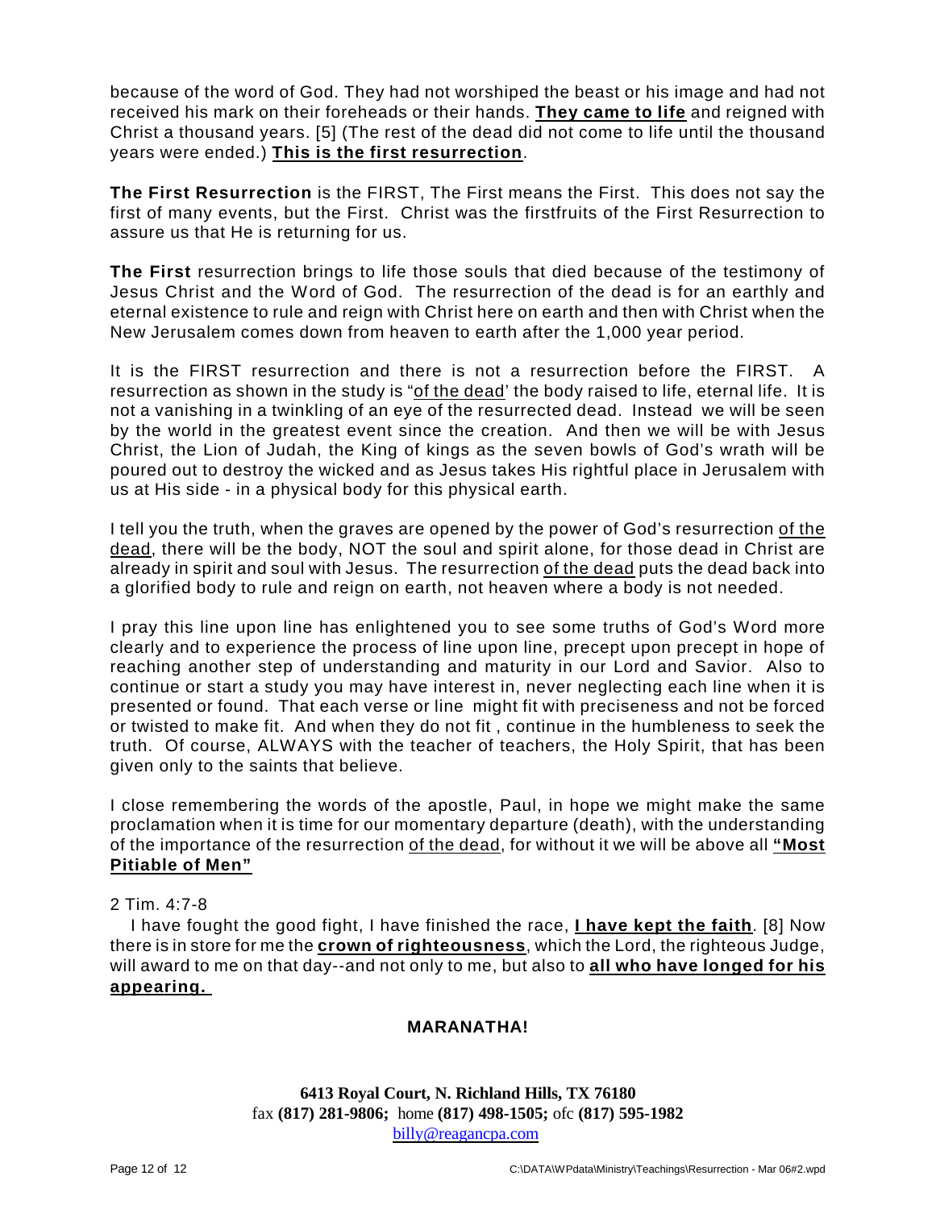because of the word of God. They had not worshiped the beast or his image and had not received his mark on their foreheads or their hands. **They came to life** and reigned with Christ a thousand years. [5] (The rest of the dead did not come to life until the thousand years were ended.) **This is the first resurrection**.

**The First Resurrection** is the FIRST, The First means the First. This does not say the first of many events, but the First. Christ was the firstfruits of the First Resurrection to assure us that He is returning for us.

**The First** resurrection brings to life those souls that died because of the testimony of Jesus Christ and the Word of God. The resurrection of the dead is for an earthly and eternal existence to rule and reign with Christ here on earth and then with Christ when the New Jerusalem comes down from heaven to earth after the 1,000 year period.

It is the FIRST resurrection and there is not a resurrection before the FIRST. A resurrection as shown in the study is "of the dead' the body raised to life, eternal life. It is not a vanishing in a twinkling of an eye of the resurrected dead. Instead we will be seen by the world in the greatest event since the creation. And then we will be with Jesus Christ, the Lion of Judah, the King of kings as the seven bowls of God's wrath will be poured out to destroy the wicked and as Jesus takes His rightful place in Jerusalem with us at His side - in a physical body for this physical earth.

I tell you the truth, when the graves are opened by the power of God's resurrection of the dead, there will be the body, NOT the soul and spirit alone, for those dead in Christ are already in spirit and soul with Jesus. The resurrection of the dead puts the dead back into a glorified body to rule and reign on earth, not heaven where a body is not needed.

I pray this line upon line has enlightened you to see some truths of God's Word more clearly and to experience the process of line upon line, precept upon precept in hope of reaching another step of understanding and maturity in our Lord and Savior. Also to continue or start a study you may have interest in, never neglecting each line when it is presented or found. That each verse or line might fit with preciseness and not be forced or twisted to make fit. And when they do not fit , continue in the humbleness to seek the truth. Of course, ALWAYS with the teacher of teachers, the Holy Spirit, that has been given only to the saints that believe.

I close remembering the words of the apostle, Paul, in hope we might make the same proclamation when it is time for our momentary departure (death), with the understanding of the importance of the resurrection of the dead, for without it we will be above all **"Most Pitiable of Men"**

2 Tim. 4:7-8

I have fought the good fight, I have finished the race, **I have kept the faith**. [8] Now there is in store for me the **crown of righteousness**, which the Lord, the righteous Judge, will award to me on that day--and not only to me, but also to **all who have longed for his appearing.**

**MARANATHA!**

**6413 Royal Court, N. Richland Hills, TX 76180**
fax **(817) 281-9806;** home **(817) 498-1505;** ofc **(817) 595-1982**
billy@reagancpa.com